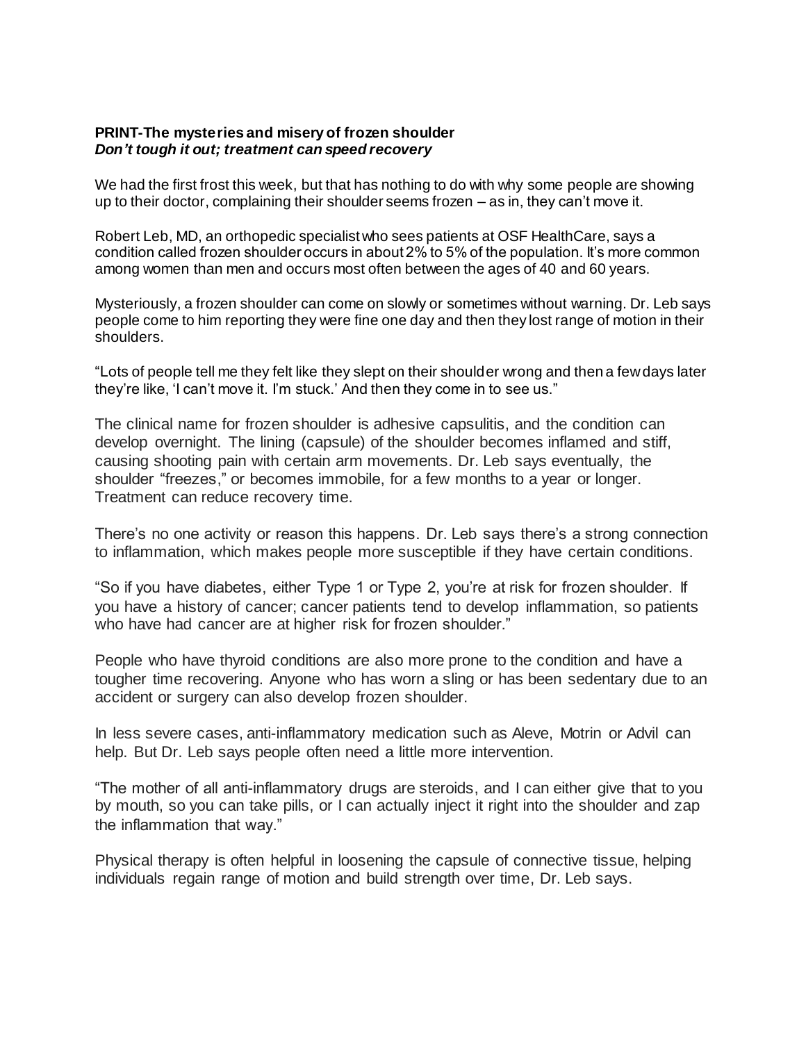**PRINT-The mysteries and misery of frozen shoulder**
***Don't tough it out; treatment can speed recovery***

We had the first frost this week, but that has nothing to do with why some people are showing up to their doctor, complaining their shoulder seems frozen – as in, they can't move it.

Robert Leb, MD, an orthopedic specialist who sees patients at OSF HealthCare, says a condition called frozen shoulder occurs in about 2% to 5% of the population. It's more common among women than men and occurs most often between the ages of 40 and 60 years.

Mysteriously, a frozen shoulder can come on slowly or sometimes without warning. Dr. Leb says people come to him reporting they were fine one day and then they lost range of motion in their shoulders.

"Lots of people tell me they felt like they slept on their shoulder wrong and then a few days later they're like, 'I can't move it. I'm stuck.' And then they come in to see us."

The clinical name for frozen shoulder is adhesive capsulitis, and the condition can develop overnight. The lining (capsule) of the shoulder becomes inflamed and stiff, causing shooting pain with certain arm movements. Dr. Leb says eventually, the shoulder "freezes," or becomes immobile, for a few months to a year or longer. Treatment can reduce recovery time.

There's no one activity or reason this happens. Dr. Leb says there's a strong connection to inflammation, which makes people more susceptible if they have certain conditions.

"So if you have diabetes, either Type 1 or Type 2, you're at risk for frozen shoulder. If you have a history of cancer; cancer patients tend to develop inflammation, so patients who have had cancer are at higher risk for frozen shoulder."

People who have thyroid conditions are also more prone to the condition and have a tougher time recovering. Anyone who has worn a sling or has been sedentary due to an accident or surgery can also develop frozen shoulder.

In less severe cases, anti-inflammatory medication such as Aleve, Motrin or Advil can help. But Dr. Leb says people often need a little more intervention.

"The mother of all anti-inflammatory drugs are steroids, and I can either give that to you by mouth, so you can take pills, or I can actually inject it right into the shoulder and zap the inflammation that way."

Physical therapy is often helpful in loosening the capsule of connective tissue, helping individuals regain range of motion and build strength over time, Dr. Leb says.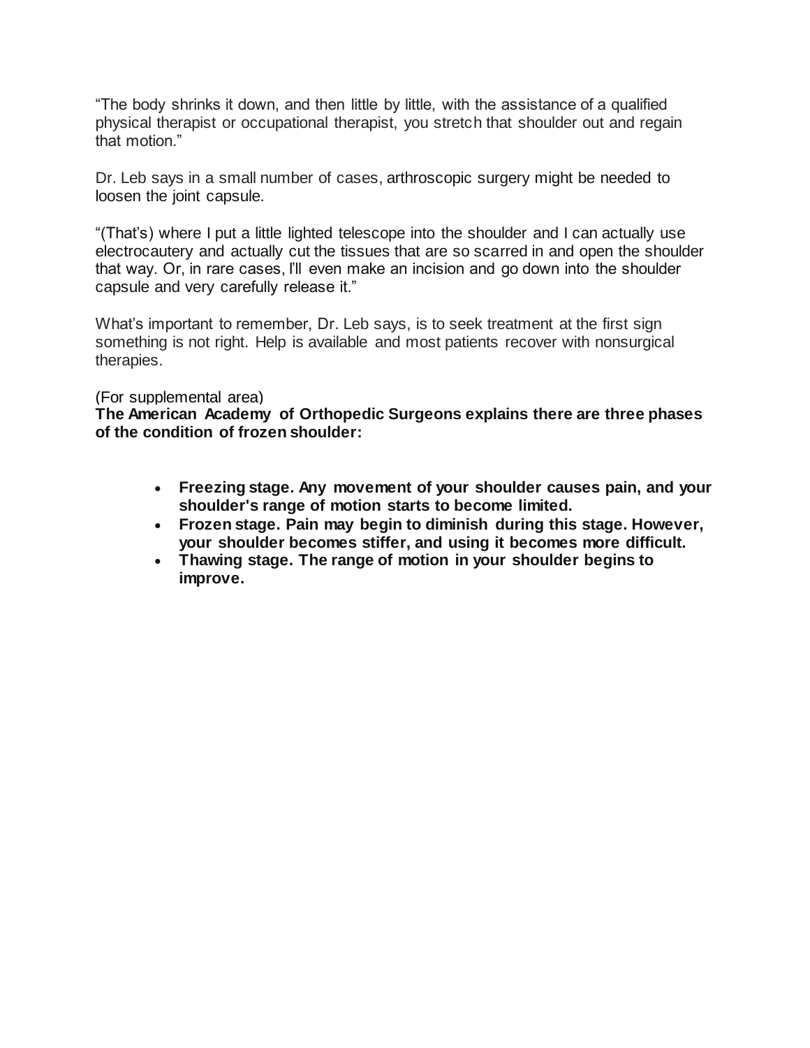“The body shrinks it down, and then little by little, with the assistance of a qualified physical therapist or occupational therapist, you stretch that shoulder out and regain that motion.”

Dr. Leb says in a small number of cases, arthroscopic surgery might be needed to loosen the joint capsule.

“(That’s) where I put a little lighted telescope into the shoulder and I can actually use electrocautery and actually cut the tissues that are so scarred in and open the shoulder that way. Or, in rare cases, I'll even make an incision and go down into the shoulder capsule and very carefully release it.”

What’s important to remember, Dr. Leb says, is to seek treatment at the first sign something is not right. Help is available and most patients recover with nonsurgical therapies.

(For supplemental area)

**The American Academy of Orthopedic Surgeons explains there are three phases of the condition of frozen shoulder:**

- **Freezing stage. Any movement of your shoulder causes pain, and your shoulder's range of motion starts to become limited.**
- **Frozen stage. Pain may begin to diminish during this stage. However, your shoulder becomes stiffer, and using it becomes more difficult.**
- **Thawing stage. The range of motion in your shoulder begins to improve.**